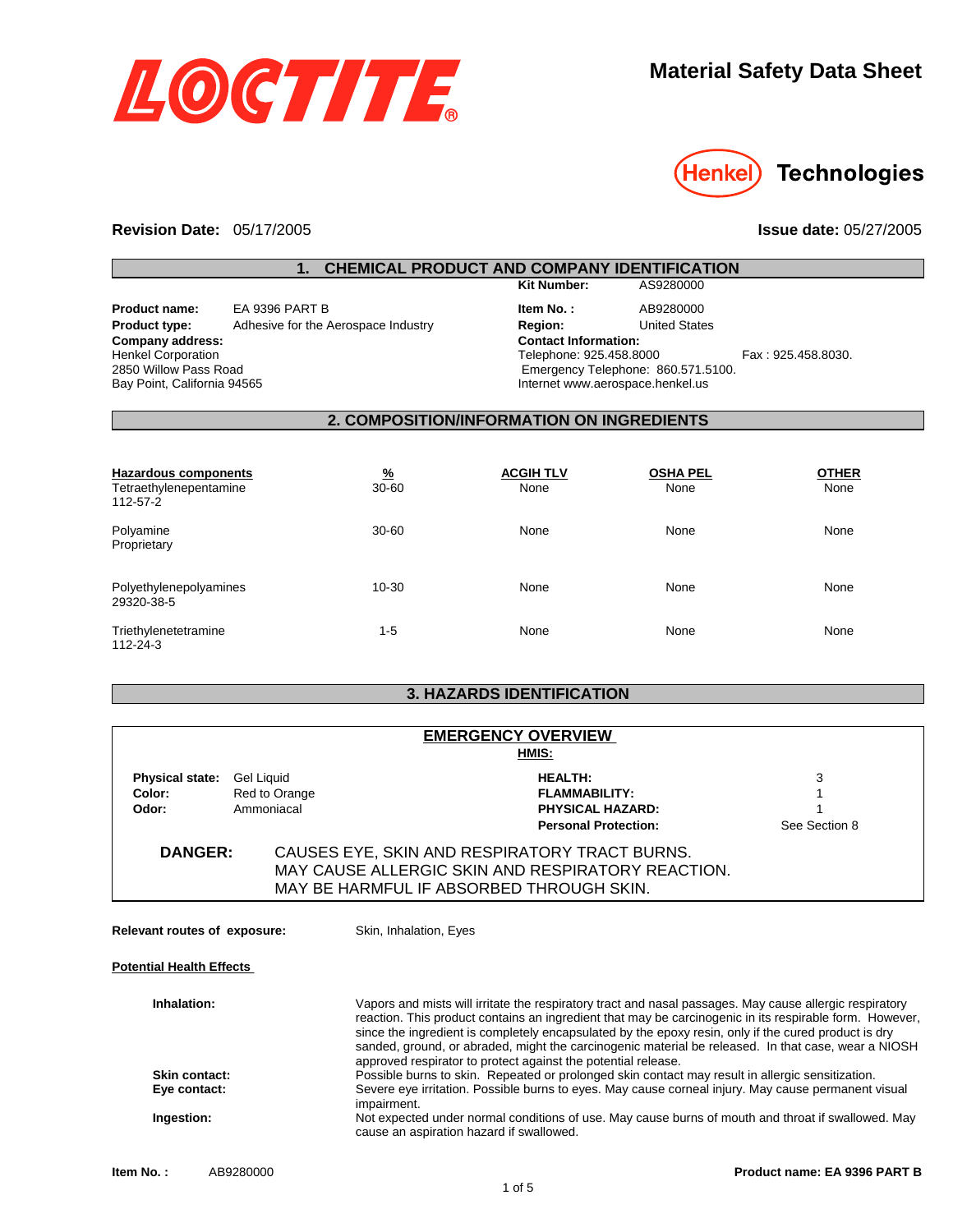# LOCTITE®

# Material Safety Data Sheet

Henkel Technologies

**Revision Date:** 05/17/2005 **Issue date:** 05/27/2005

## 1. CHEMICAL PRODUCT AND COMPANY IDENTIFICATION

**Kit Number:** AS9280000

**Product name:** EA 9396 PART B
**Product type:** Adhesive for the Aerospace Industry
**Company address:**
Henkel Corporation
2850 Willow Pass Road
Bay Point, California 94565

**Item No. :** AB9280000
**Region:** United States
**Contact Information:**
Telephone: 925.458.8000 Fax : 925.458.8030.
Emergency Telephone: 860.571.5100.
Internet www.aerospace.henkel.us

## 2. COMPOSITION/INFORMATION ON INGREDIENTS

| Hazardous components | % | ACGIH TLV | OSHA PEL | OTHER |
|---|---|---|---|---|
| Tetraethylenepentamine 112-57-2 | 30-60 | None | None | None |
| Polyamine Proprietary | 30-60 | None | None | None |
| Polyethylenepolyamines 29320-38-5 | 10-30 | None | None | None |
| Triethylenetetramine 112-24-3 | 1-5 | None | None | None |

## 3. HAZARDS IDENTIFICATION

### EMERGENCY OVERVIEW

**HMIS:**

**Physical state:** Gel Liquid
**Color:** Red to Orange
**Odor:** Ammoniacal

| | |
|---|---|
| **HEALTH:** | 3 |
| **FLAMMABILITY:** | 1 |
| **PHYSICAL HAZARD:** | 1 |
| **Personal Protection:** | See Section 8 |

**DANGER:** CAUSES EYE, SKIN AND RESPIRATORY TRACT BURNS.
MAY CAUSE ALLERGIC SKIN AND RESPIRATORY REACTION.
MAY BE HARMFUL IF ABSORBED THROUGH SKIN.

**Relevant routes of exposure:** Skin, Inhalation, Eyes

**Potential Health Effects**

**Inhalation:** Vapors and mists will irritate the respiratory tract and nasal passages. May cause allergic respiratory reaction. This product contains an ingredient that may be carcinogenic in its respirable form. However, since the ingredient is completely encapsulated by the epoxy resin, only if the cured product is dry sanded, ground, or abraded, might the carcinogenic material be released. In that case, wear a NIOSH approved respirator to protect against the potential release.

**Skin contact:** Possible burns to skin. Repeated or prolonged skin contact may result in allergic sensitization.

**Eye contact:** Severe eye irritation. Possible burns to eyes. May cause corneal injury. May cause permanent visual impairment.

**Ingestion:** Not expected under normal conditions of use. May cause burns of mouth and throat if swallowed. May cause an aspiration hazard if swallowed.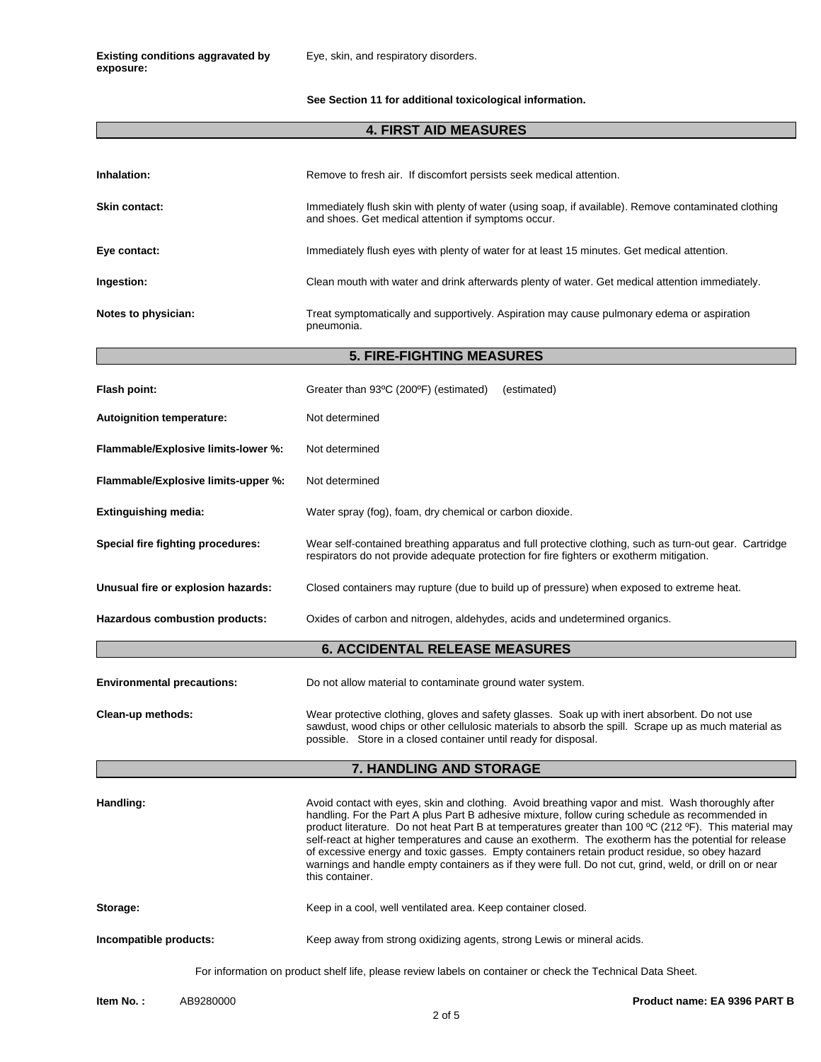**Existing conditions aggravated by exposure:** Eye, skin, and respiratory disorders.

**See Section 11 for additional toxicological information.**

## 4. FIRST AID MEASURES

**Inhalation:** Remove to fresh air. If discomfort persists seek medical attention.

**Skin contact:** Immediately flush skin with plenty of water (using soap, if available). Remove contaminated clothing and shoes. Get medical attention if symptoms occur.

**Eye contact:** Immediately flush eyes with plenty of water for at least 15 minutes. Get medical attention.

**Ingestion:** Clean mouth with water and drink afterwards plenty of water. Get medical attention immediately.

**Notes to physician:** Treat symptomatically and supportively. Aspiration may cause pulmonary edema or aspiration pneumonia.

## 5. FIRE-FIGHTING MEASURES

**Flash point:** Greater than 93ºC (200ºF) (estimated) (estimated)

**Autoignition temperature:** Not determined

**Flammable/Explosive limits-lower %:** Not determined

**Flammable/Explosive limits-upper %:** Not determined

**Extinguishing media:** Water spray (fog), foam, dry chemical or carbon dioxide.

**Special fire fighting procedures:** Wear self-contained breathing apparatus and full protective clothing, such as turn-out gear. Cartridge respirators do not provide adequate protection for fire fighters or exotherm mitigation.

**Unusual fire or explosion hazards:** Closed containers may rupture (due to build up of pressure) when exposed to extreme heat.

**Hazardous combustion products:** Oxides of carbon and nitrogen, aldehydes, acids and undetermined organics.

## 6. ACCIDENTAL RELEASE MEASURES

**Environmental precautions:** Do not allow material to contaminate ground water system.

**Clean-up methods:** Wear protective clothing, gloves and safety glasses. Soak up with inert absorbent. Do not use sawdust, wood chips or other cellulosic materials to absorb the spill. Scrape up as much material as possible. Store in a closed container until ready for disposal.

## 7. HANDLING AND STORAGE

**Handling:** Avoid contact with eyes, skin and clothing. Avoid breathing vapor and mist. Wash thoroughly after handling. For the Part A plus Part B adhesive mixture, follow curing schedule as recommended in product literature. Do not heat Part B at temperatures greater than 100 ºC (212 ºF). This material may self-react at higher temperatures and cause an exotherm. The exotherm has the potential for release of excessive energy and toxic gasses. Empty containers retain product residue, so obey hazard warnings and handle empty containers as if they were full. Do not cut, grind, weld, or drill on or near this container.

**Storage:** Keep in a cool, well ventilated area. Keep container closed.

**Incompatible products:** Keep away from strong oxidizing agents, strong Lewis or mineral acids.

For information on product shelf life, please review labels on container or check the Technical Data Sheet.

**Item No. :** AB9280000 **Product name: EA 9396 PART B**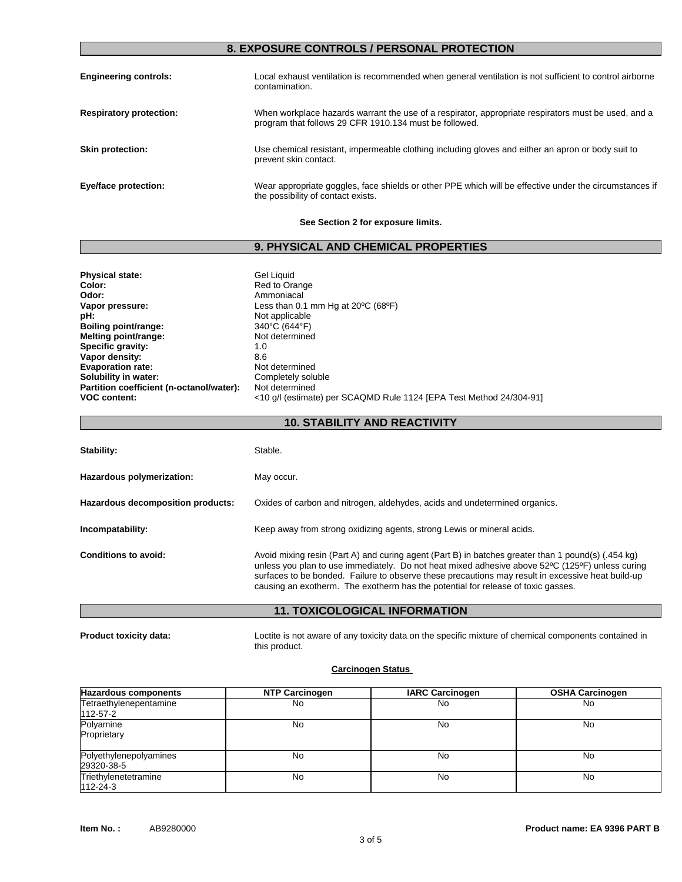## 8. EXPOSURE CONTROLS / PERSONAL PROTECTION

**Engineering controls:** Local exhaust ventilation is recommended when general ventilation is not sufficient to control airborne contamination.

**Respiratory protection:** When workplace hazards warrant the use of a respirator, appropriate respirators must be used, and a program that follows 29 CFR 1910.134 must be followed.

**Skin protection:** Use chemical resistant, impermeable clothing including gloves and either an apron or body suit to prevent skin contact.

**Eye/face protection:** Wear appropriate goggles, face shields or other PPE which will be effective under the circumstances if the possibility of contact exists.

**See Section 2 for exposure limits.**

## 9. PHYSICAL AND CHEMICAL PROPERTIES

**Physical state:** Gel Liquid
**Color:** Red to Orange
**Odor:** Ammoniacal
**Vapor pressure:** Less than 0.1 mm Hg at 20ºC (68ºF)
**pH:** Not applicable
**Boiling point/range:** 340°C (644°F)
**Melting point/range:** Not determined
**Specific gravity:** 1.0
**Vapor density:** 8.6
**Evaporation rate:** Not determined
**Solubility in water:** Completely soluble
**Partition coefficient (n-octanol/water):** Not determined
**VOC content:** <10 g/l (estimate) per SCAQMD Rule 1124 [EPA Test Method 24/304-91]

## 10. STABILITY AND REACTIVITY

**Stability:** Stable.

**Hazardous polymerization:** May occur.

**Hazardous decomposition products:** Oxides of carbon and nitrogen, aldehydes, acids and undetermined organics.

**Incompatability:** Keep away from strong oxidizing agents, strong Lewis or mineral acids.

**Conditions to avoid:** Avoid mixing resin (Part A) and curing agent (Part B) in batches greater than 1 pound(s) (.454 kg) unless you plan to use immediately. Do not heat mixed adhesive above 52ºC (125ºF) unless curing surfaces to be bonded. Failure to observe these precautions may result in excessive heat build-up causing an exotherm. The exotherm has the potential for release of toxic gasses.

## 11. TOXICOLOGICAL INFORMATION

**Product toxicity data:** Loctite is not aware of any toxicity data on the specific mixture of chemical components contained in this product.

**Carcinogen Status**

| Hazardous components | NTP Carcinogen | IARC Carcinogen | OSHA Carcinogen |
|---|---|---|---|
| Tetraethylenepentamine<br>112-57-2 | No | No | No |
| Polyamine<br>Proprietary | No | No | No |
| Polyethylenepolyamines<br>29320-38-5 | No | No | No |
| Triethylenetetramine<br>112-24-3 | No | No | No |

**Item No. :** AB9280000 **Product name: EA 9396 PART B**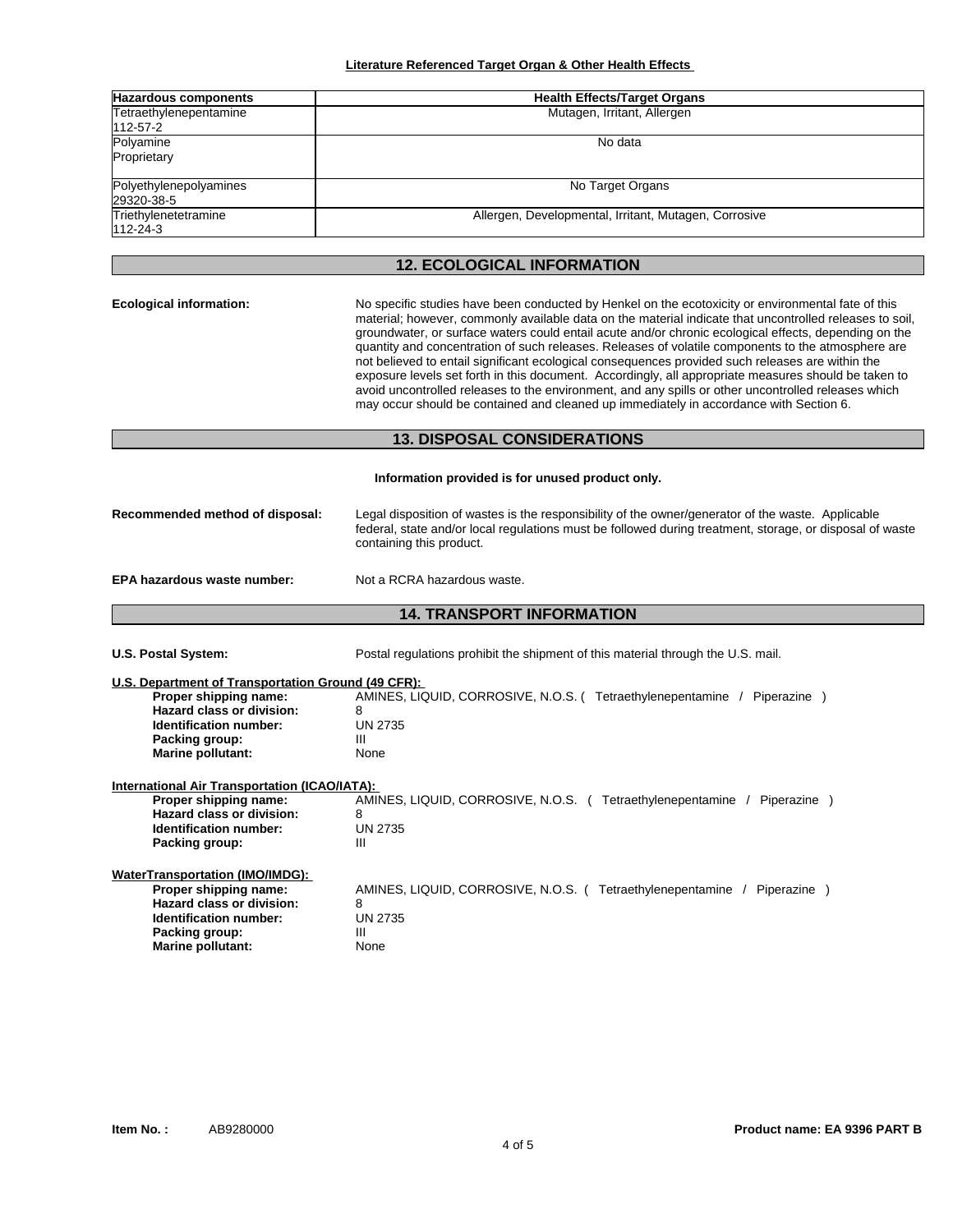**Literature Referenced Target Organ & Other Health Effects**

| Hazardous components | Health Effects/Target Organs |
| --- | --- |
| Tetraethylenepentamine<br>112-57-2 | Mutagen, Irritant, Allergen |
| Polyamine<br>Proprietary | No data |
| Polyethylenepolyamines<br>29320-38-5 | No Target Organs |
| Triethylenetetramine<br>112-24-3 | Allergen, Developmental, Irritant, Mutagen, Corrosive |

## 12. ECOLOGICAL INFORMATION

**Ecological information:** No specific studies have been conducted by Henkel on the ecotoxicity or environmental fate of this material; however, commonly available data on the material indicate that uncontrolled releases to soil, groundwater, or surface waters could entail acute and/or chronic ecological effects, depending on the quantity and concentration of such releases. Releases of volatile components to the atmosphere are not believed to entail significant ecological consequences provided such releases are within the exposure levels set forth in this document. Accordingly, all appropriate measures should be taken to avoid uncontrolled releases to the environment, and any spills or other uncontrolled releases which may occur should be contained and cleaned up immediately in accordance with Section 6.

## 13. DISPOSAL CONSIDERATIONS

**Information provided is for unused product only.**

**Recommended method of disposal:** Legal disposition of wastes is the responsibility of the owner/generator of the waste. Applicable federal, state and/or local regulations must be followed during treatment, storage, or disposal of waste containing this product.

**EPA hazardous waste number:** Not a RCRA hazardous waste.

## 14. TRANSPORT INFORMATION

**U.S. Postal System:** Postal regulations prohibit the shipment of this material through the U.S. mail.

**U.S. Department of Transportation Ground (49 CFR):**

- **Proper shipping name:** AMINES, LIQUID, CORROSIVE, N.O.S. ( Tetraethylenepentamine / Piperazine )
- **Hazard class or division:** 8
- **Identification number:** UN 2735
- **Packing group:** III
- **Marine pollutant:** None

**International Air Transportation (ICAO/IATA):**

- **Proper shipping name:** AMINES, LIQUID, CORROSIVE, N.O.S. ( Tetraethylenepentamine / Piperazine )
- **Hazard class or division:** 8
- **Identification number:** UN 2735
- **Packing group:** III

**WaterTransportation (IMO/IMDG):**

- **Proper shipping name:** AMINES, LIQUID, CORROSIVE, N.O.S. ( Tetraethylenepentamine / Piperazine )
- **Hazard class or division:** 8
- **Identification number:** UN 2735
- **Packing group:** III
- **Marine pollutant:** None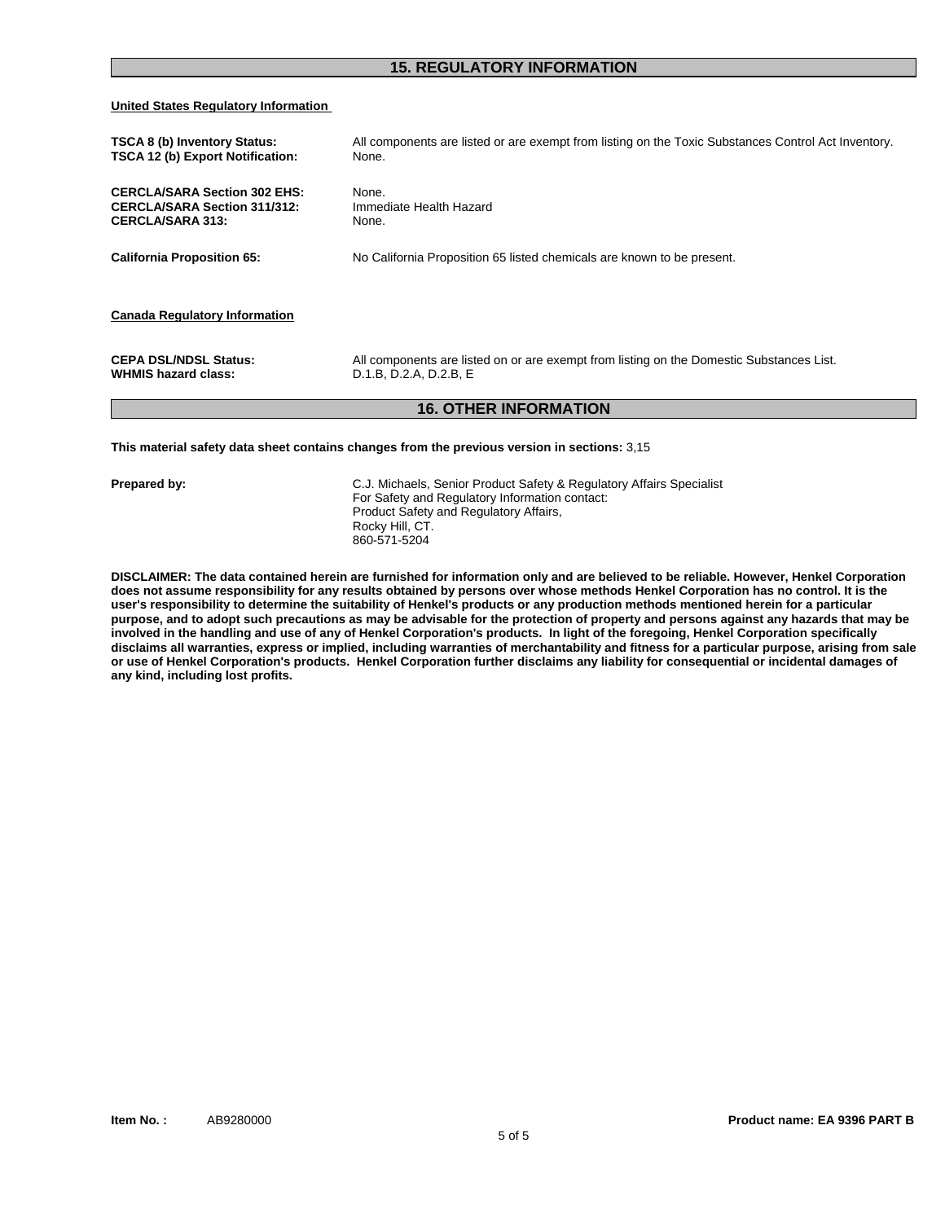## 15. REGULATORY INFORMATION

**United States Regulatory Information**

| | |
|---|---|
| **TSCA 8 (b) Inventory Status:** | All components are listed or are exempt from listing on the Toxic Substances Control Act Inventory. |
| **TSCA 12 (b) Export Notification:** | None. |
| **CERCLA/SARA Section 302 EHS:** | None. |
| **CERCLA/SARA Section 311/312:** | Immediate Health Hazard |
| **CERCLA/SARA 313:** | None. |
| **California Proposition 65:** | No California Proposition 65 listed chemicals are known to be present. |

**Canada Regulatory Information**

| | |
|---|---|
| **CEPA DSL/NDSL Status:** | All components are listed on or are exempt from listing on the Domestic Substances List. |
| **WHMIS hazard class:** | D.1.B, D.2.A, D.2.B, E |

## 16. OTHER INFORMATION

**This material safety data sheet contains changes from the previous version in sections:** 3,15

**Prepared by:** C.J. Michaels, Senior Product Safety & Regulatory Affairs Specialist
For Safety and Regulatory Information contact:
Product Safety and Regulatory Affairs,
Rocky Hill, CT.
860-571-5204

**DISCLAIMER: The data contained herein are furnished for information only and are believed to be reliable. However, Henkel Corporation does not assume responsibility for any results obtained by persons over whose methods Henkel Corporation has no control. It is the user's responsibility to determine the suitability of Henkel's products or any production methods mentioned herein for a particular purpose, and to adopt such precautions as may be advisable for the protection of property and persons against any hazards that may be involved in the handling and use of any of Henkel Corporation's products. In light of the foregoing, Henkel Corporation specifically disclaims all warranties, express or implied, including warranties of merchantability and fitness for a particular purpose, arising from sale or use of Henkel Corporation's products. Henkel Corporation further disclaims any liability for consequential or incidental damages of any kind, including lost profits.**